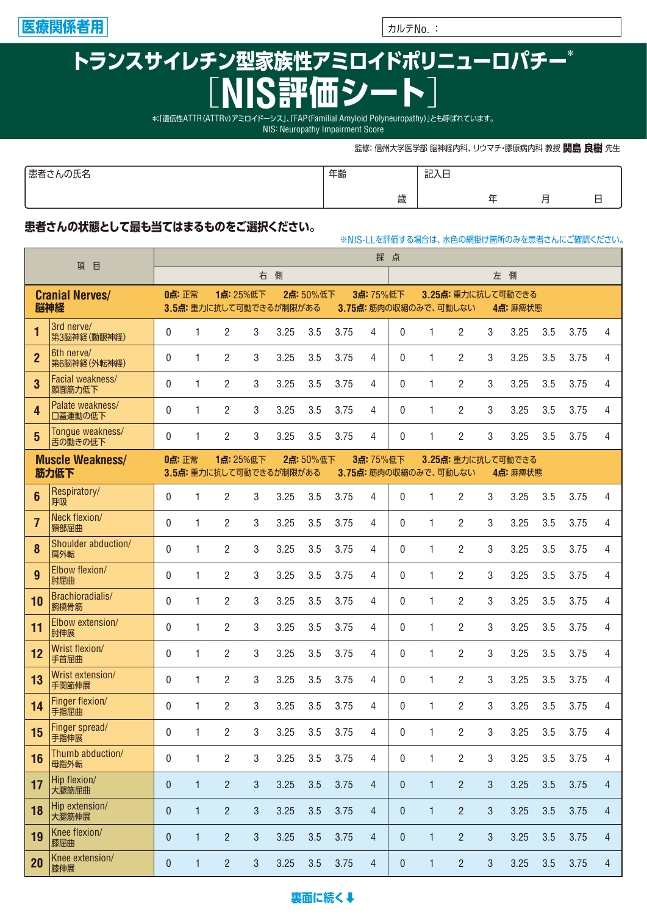医療関係者用

カルテNo. ：

# トランスサイレチン型家族性アミロイドポリニューロパチー*

# ［NIS評価シート］

*:「遺伝性ATTR(ATTRv)アミロイドーシス」、「FAP(Familial Amyloid Polyneuropathy)」とも呼ばれています。
NIS: Neuropathy Impairment Score

監修: 信州大学医学部 脳神経内科、リウマチ・膠原病内科 教授 **関島 良樹** 先生

| 患者さんの氏名 | 年齢 | 記入日 |
|---|---|---|
| | 歳 | 年　月　日 |

**患者さんの状態として最も当てはまるものをご選択ください。**

※NIS-LLを評価する場合は、水色の網掛け箇所のみを患者さんにご確認ください。

| 項目 | | 採点 右側 | | | | | | | | 採点 左側 | | | | | | | |
|---|---|---|---|---|---|---|---|---|---|---|---|---|---|---|---|---|---|
| **Cranial Nerves/ 脳神経** | | **0点:** 正常　**1点:** 25%低下　**2点:** 50%低下　**3点:** 75%低下　**3.25点:** 重力に抗して可動できる　**3.5点:** 重力に抗して可動できるが制限がある　**3.75点:** 筋肉の収縮のみで、可動しない　**4点:** 麻痺状態 | | | | | | | | | | | | | | | |
| 1 | 3rd nerve/ 第3脳神経(動眼神経) | 0 | 1 | 2 | 3 | 3.25 | 3.5 | 3.75 | 4 | 0 | 1 | 2 | 3 | 3.25 | 3.5 | 3.75 | 4 |
| 2 | 6th nerve/ 第6脳神経(外転神経) | 0 | 1 | 2 | 3 | 3.25 | 3.5 | 3.75 | 4 | 0 | 1 | 2 | 3 | 3.25 | 3.5 | 3.75 | 4 |
| 3 | Facial weakness/ 顔面筋力低下 | 0 | 1 | 2 | 3 | 3.25 | 3.5 | 3.75 | 4 | 0 | 1 | 2 | 3 | 3.25 | 3.5 | 3.75 | 4 |
| 4 | Palate weakness/ 口蓋運動の低下 | 0 | 1 | 2 | 3 | 3.25 | 3.5 | 3.75 | 4 | 0 | 1 | 2 | 3 | 3.25 | 3.5 | 3.75 | 4 |
| 5 | Tongue weakness/ 舌の動きの低下 | 0 | 1 | 2 | 3 | 3.25 | 3.5 | 3.75 | 4 | 0 | 1 | 2 | 3 | 3.25 | 3.5 | 3.75 | 4 |
| **Muscle Weakness/ 筋力低下** | | **0点:** 正常　**1点:** 25%低下　**2点:** 50%低下　**3点:** 75%低下　**3.25点:** 重力に抗して可動できる　**3.5点:** 重力に抗して可動できるが制限がある　**3.75点:** 筋肉の収縮のみで、可動しない　**4点:** 麻痺状態 | | | | | | | | | | | | | | | |
| 6 | Respiratory/ 呼吸 | 0 | 1 | 2 | 3 | 3.25 | 3.5 | 3.75 | 4 | 0 | 1 | 2 | 3 | 3.25 | 3.5 | 3.75 | 4 |
| 7 | Neck flexion/ 頸部屈曲 | 0 | 1 | 2 | 3 | 3.25 | 3.5 | 3.75 | 4 | 0 | 1 | 2 | 3 | 3.25 | 3.5 | 3.75 | 4 |
| 8 | Shoulder abduction/ 肩外転 | 0 | 1 | 2 | 3 | 3.25 | 3.5 | 3.75 | 4 | 0 | 1 | 2 | 3 | 3.25 | 3.5 | 3.75 | 4 |
| 9 | Elbow flexion/ 肘屈曲 | 0 | 1 | 2 | 3 | 3.25 | 3.5 | 3.75 | 4 | 0 | 1 | 2 | 3 | 3.25 | 3.5 | 3.75 | 4 |
| 10 | Brachioradialis/ 腕橈骨筋 | 0 | 1 | 2 | 3 | 3.25 | 3.5 | 3.75 | 4 | 0 | 1 | 2 | 3 | 3.25 | 3.5 | 3.75 | 4 |
| 11 | Elbow extension/ 肘伸展 | 0 | 1 | 2 | 3 | 3.25 | 3.5 | 3.75 | 4 | 0 | 1 | 2 | 3 | 3.25 | 3.5 | 3.75 | 4 |
| 12 | Wrist flexion/ 手首屈曲 | 0 | 1 | 2 | 3 | 3.25 | 3.5 | 3.75 | 4 | 0 | 1 | 2 | 3 | 3.25 | 3.5 | 3.75 | 4 |
| 13 | Wrist extension/ 手関節伸展 | 0 | 1 | 2 | 3 | 3.25 | 3.5 | 3.75 | 4 | 0 | 1 | 2 | 3 | 3.25 | 3.5 | 3.75 | 4 |
| 14 | Finger flexion/ 手指屈曲 | 0 | 1 | 2 | 3 | 3.25 | 3.5 | 3.75 | 4 | 0 | 1 | 2 | 3 | 3.25 | 3.5 | 3.75 | 4 |
| 15 | Finger spread/ 手指伸展 | 0 | 1 | 2 | 3 | 3.25 | 3.5 | 3.75 | 4 | 0 | 1 | 2 | 3 | 3.25 | 3.5 | 3.75 | 4 |
| 16 | Thumb abduction/ 母指外転 | 0 | 1 | 2 | 3 | 3.25 | 3.5 | 3.75 | 4 | 0 | 1 | 2 | 3 | 3.25 | 3.5 | 3.75 | 4 |
| 17 | Hip flexion/ 大腿筋屈曲 | 0 | 1 | 2 | 3 | 3.25 | 3.5 | 3.75 | 4 | 0 | 1 | 2 | 3 | 3.25 | 3.5 | 3.75 | 4 |
| 18 | Hip extension/ 大腿筋伸展 | 0 | 1 | 2 | 3 | 3.25 | 3.5 | 3.75 | 4 | 0 | 1 | 2 | 3 | 3.25 | 3.5 | 3.75 | 4 |
| 19 | Knee flexion/ 膝屈曲 | 0 | 1 | 2 | 3 | 3.25 | 3.5 | 3.75 | 4 | 0 | 1 | 2 | 3 | 3.25 | 3.5 | 3.75 | 4 |
| 20 | Knee extension/ 膝伸展 | 0 | 1 | 2 | 3 | 3.25 | 3.5 | 3.75 | 4 | 0 | 1 | 2 | 3 | 3.25 | 3.5 | 3.75 | 4 |

**裏面に続く⬇**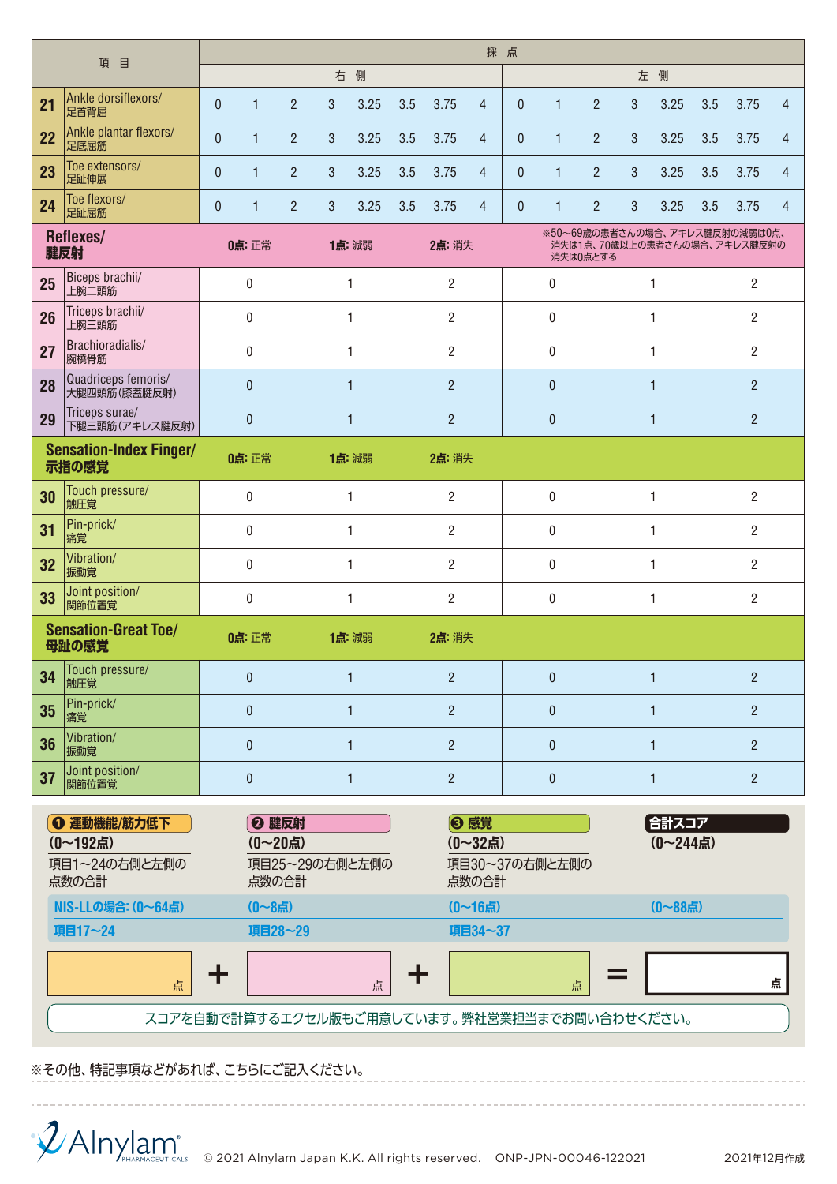| 項目 | | 採点 右側 | | | | | | | | 採点 左側 | | | | | | | |
|---|---|---|---|---|---|---|---|---|---|---|---|---|---|---|---|---|---|
| 21 | Ankle dorsiflexors/ 足首背屈 | 0 | 1 | 2 | 3 | 3.25 | 3.5 | 3.75 | 4 | 0 | 1 | 2 | 3 | 3.25 | 3.5 | 3.75 | 4 |
| 22 | Ankle plantar flexors/ 足底屈筋 | 0 | 1 | 2 | 3 | 3.25 | 3.5 | 3.75 | 4 | 0 | 1 | 2 | 3 | 3.25 | 3.5 | 3.75 | 4 |
| 23 | Toe extensors/ 足趾伸展 | 0 | 1 | 2 | 3 | 3.25 | 3.5 | 3.75 | 4 | 0 | 1 | 2 | 3 | 3.25 | 3.5 | 3.75 | 4 |
| 24 | Toe flexors/ 足趾屈筋 | 0 | 1 | 2 | 3 | 3.25 | 3.5 | 3.75 | 4 | 0 | 1 | 2 | 3 | 3.25 | 3.5 | 3.75 | 4 |

**Reflexes/ 腱反射**　**0点**: 正常　**1点**: 減弱　**2点**: 消失

※50～69歳の患者さんの場合、アキレス腱反射の減弱は0点、消失は1点、70歳以上の患者さんの場合、アキレス腱反射の消失は0点とする

| 項目 | | 右側 | | | 左側 | | |
|---|---|---|---|---|---|---|---|
| 25 | Biceps brachii/ 上腕二頭筋 | 0 | 1 | 2 | 0 | 1 | 2 |
| 26 | Triceps brachii/ 上腕三頭筋 | 0 | 1 | 2 | 0 | 1 | 2 |
| 27 | Brachioradialis/ 腕橈骨筋 | 0 | 1 | 2 | 0 | 1 | 2 |
| 28 | Quadriceps femoris/ 大腿四頭筋(膝蓋腱反射) | 0 | 1 | 2 | 0 | 1 | 2 |
| 29 | Triceps surae/ 下腿三頭筋(アキレス腱反射) | 0 | 1 | 2 | 0 | 1 | 2 |

**Sensation-Index Finger/ 示指の感覚**　**0点**: 正常　**1点**: 減弱　**2点**: 消失

| 項目 | | 右側 | | | 左側 | | |
|---|---|---|---|---|---|---|---|
| 30 | Touch pressure/ 触圧覚 | 0 | 1 | 2 | 0 | 1 | 2 |
| 31 | Pin-prick/ 痛覚 | 0 | 1 | 2 | 0 | 1 | 2 |
| 32 | Vibration/ 振動覚 | 0 | 1 | 2 | 0 | 1 | 2 |
| 33 | Joint position/ 関節位置覚 | 0 | 1 | 2 | 0 | 1 | 2 |

**Sensation-Great Toe/ 母趾の感覚**　**0点**: 正常　**1点**: 減弱　**2点**: 消失

| 項目 | | 右側 | | | 左側 | | |
|---|---|---|---|---|---|---|---|
| 34 | Touch pressure/ 触圧覚 | 0 | 1 | 2 | 0 | 1 | 2 |
| 35 | Pin-prick/ 痛覚 | 0 | 1 | 2 | 0 | 1 | 2 |
| 36 | Vibration/ 振動覚 | 0 | 1 | 2 | 0 | 1 | 2 |
| 37 | Joint position/ 関節位置覚 | 0 | 1 | 2 | 0 | 1 | 2 |

| ❶ 運動機能/筋力低下 | ❷ 腱反射 | ❸ 感覚 | 合計スコア |
|---|---|---|---|
| (0～192点) 項目1～24の右側と左側の点数の合計 | (0～20点) 項目25～29の右側と左側の点数の合計 | (0～32点) 項目30～37の右側と左側の点数の合計 | (0～244点) |
| NIS-LLの場合: (0～64点) 項目17～24 | (0～8点) 項目28～29 | (0～16点) 項目34～37 | (0～88点) |
| 点 | + 点 | + 点 | = 点 |

スコアを自動で計算するエクセル版もご用意しています。弊社営業担当までお問い合わせください。

※その他、特記事項などがあれば、こちらにご記入ください。

Alnylam PHARMACEUTICALS　© 2021 Alnylam Japan K.K. All rights reserved.　ONP-JPN-00046-122021　2021年12月作成